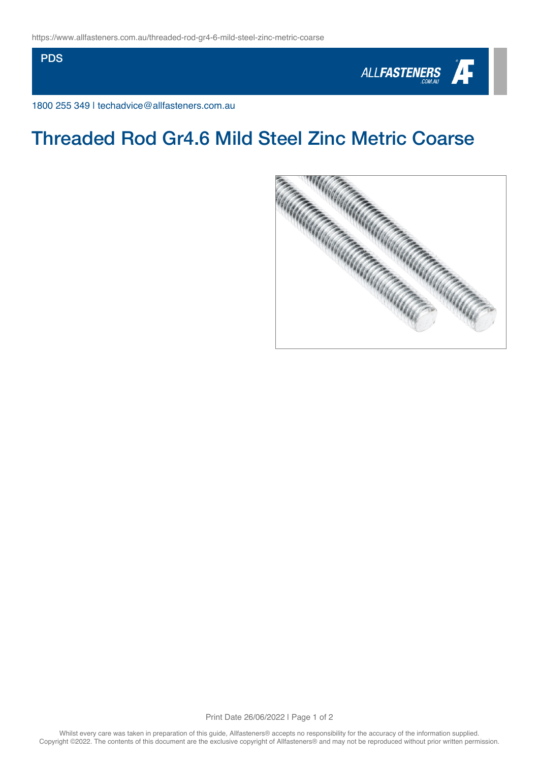https://www.allfasteners.com.au/threaded-rod-gr4-6-mild-steel-zinc-metric-coarse

PDS

1800 255 349 | techadvice@allfasteners.com.au

# Threaded Rod Gr4.6 Mild Steel Zinc Metric Coarse

Whilst every care was taken in preparation of this guide, Allfasteners® accepts no responsibility for the accuracy of the information supplied.
Copyright ©2022. The contents of this document are the exclusive copyright of Allfasteners® and may not be reproduced without prior written permission.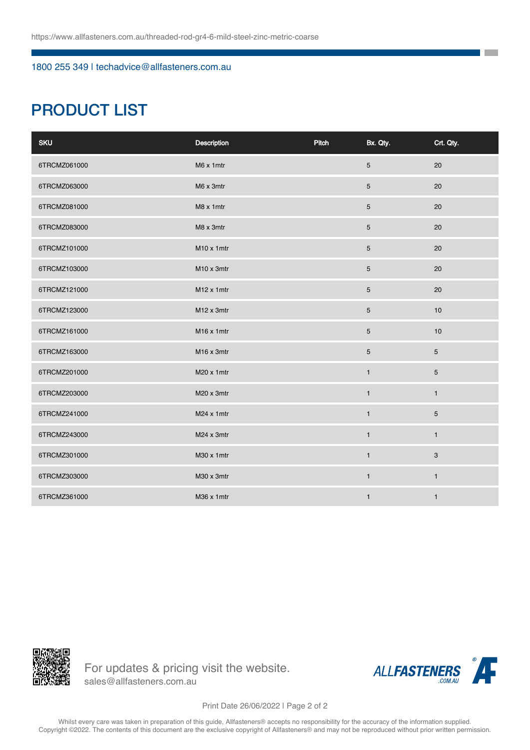https://www.allfasteners.com.au/threaded-rod-gr4-6-mild-steel-zinc-metric-coarse

1800 255 349 | techadvice@allfasteners.com.au

# PRODUCT LIST

| SKU | Description | Pitch | Bx. Qty. | Crt. Qty. |
|---|---|---|---|---|
| 6TRCMZ061000 | M6 x 1mtr | | 5 | 20 |
| 6TRCMZ063000 | M6 x 3mtr | | 5 | 20 |
| 6TRCMZ081000 | M8 x 1mtr | | 5 | 20 |
| 6TRCMZ083000 | M8 x 3mtr | | 5 | 20 |
| 6TRCMZ101000 | M10 x 1mtr | | 5 | 20 |
| 6TRCMZ103000 | M10 x 3mtr | | 5 | 20 |
| 6TRCMZ121000 | M12 x 1mtr | | 5 | 20 |
| 6TRCMZ123000 | M12 x 3mtr | | 5 | 10 |
| 6TRCMZ161000 | M16 x 1mtr | | 5 | 10 |
| 6TRCMZ163000 | M16 x 3mtr | | 5 | 5 |
| 6TRCMZ201000 | M20 x 1mtr | | 1 | 5 |
| 6TRCMZ203000 | M20 x 3mtr | | 1 | 1 |
| 6TRCMZ241000 | M24 x 1mtr | | 1 | 5 |
| 6TRCMZ243000 | M24 x 3mtr | | 1 | 1 |
| 6TRCMZ301000 | M30 x 1mtr | | 1 | 3 |
| 6TRCMZ303000 | M30 x 3mtr | | 1 | 1 |
| 6TRCMZ361000 | M36 x 1mtr | | 1 | 1 |

For updates & pricing visit the website.
sales@allfasteners.com.au

ALLFASTENERS.COM.AU

Print Date 26/06/2022

Whilst every care was taken in preparation of this guide, Allfasteners® accepts no responsibility for the accuracy of the information supplied.
Copyright ©2022. The contents of this document are the exclusive copyright of Allfasteners® and may not be reproduced without prior written permission.